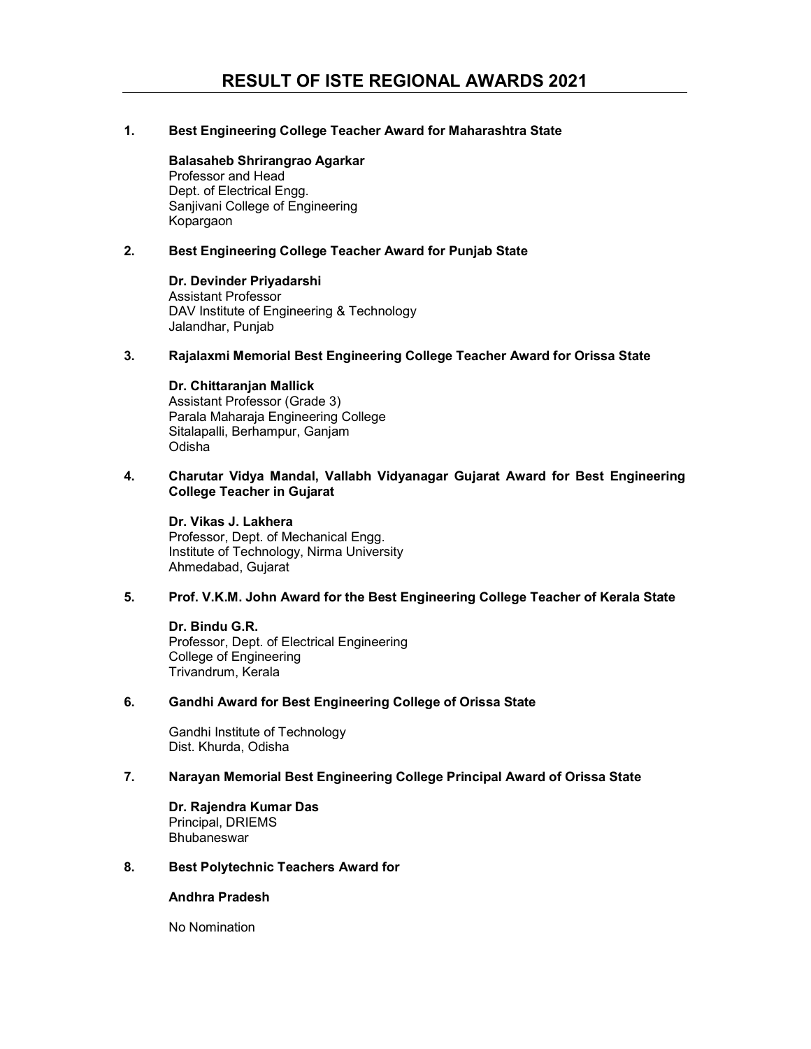# RESULT OF ISTE REGIONAL AWARDS 2021

1. **Best Engineering College Teacher Award for Maharashtra State**

   **Balasaheb Shrirangrao Agarkar**
   Professor and Head
   Dept. of Electrical Engg.
   Sanjivani College of Engineering
   Kopargaon

2. **Best Engineering College Teacher Award for Punjab State**

   **Dr. Devinder Priyadarshi**
   Assistant Professor
   DAV Institute of Engineering & Technology
   Jalandhar, Punjab

3. **Rajalaxmi Memorial Best Engineering College Teacher Award for Orissa State**

   **Dr. Chittaranjan Mallick**
   Assistant Professor (Grade 3)
   Parala Maharaja Engineering College
   Sitalapalli, Berhampur, Ganjam
   Odisha

4. **Charutar Vidya Mandal, Vallabh Vidyanagar Gujarat Award for Best Engineering College Teacher in Gujarat**

   **Dr. Vikas J. Lakhera**
   Professor, Dept. of Mechanical Engg.
   Institute of Technology, Nirma University
   Ahmedabad, Gujarat

5. **Prof. V.K.M. John Award for the Best Engineering College Teacher of Kerala State**

   **Dr. Bindu G.R.**
   Professor, Dept. of Electrical Engineering
   College of Engineering
   Trivandrum, Kerala

6. **Gandhi Award for Best Engineering College of Orissa State**

   Gandhi Institute of Technology
   Dist. Khurda, Odisha

7. **Narayan Memorial Best Engineering College Principal Award of Orissa State**

   **Dr. Rajendra Kumar Das**
   Principal, DRIEMS
   Bhubaneswar

8. **Best Polytechnic Teachers Award for**

   **Andhra Pradesh**

   No Nomination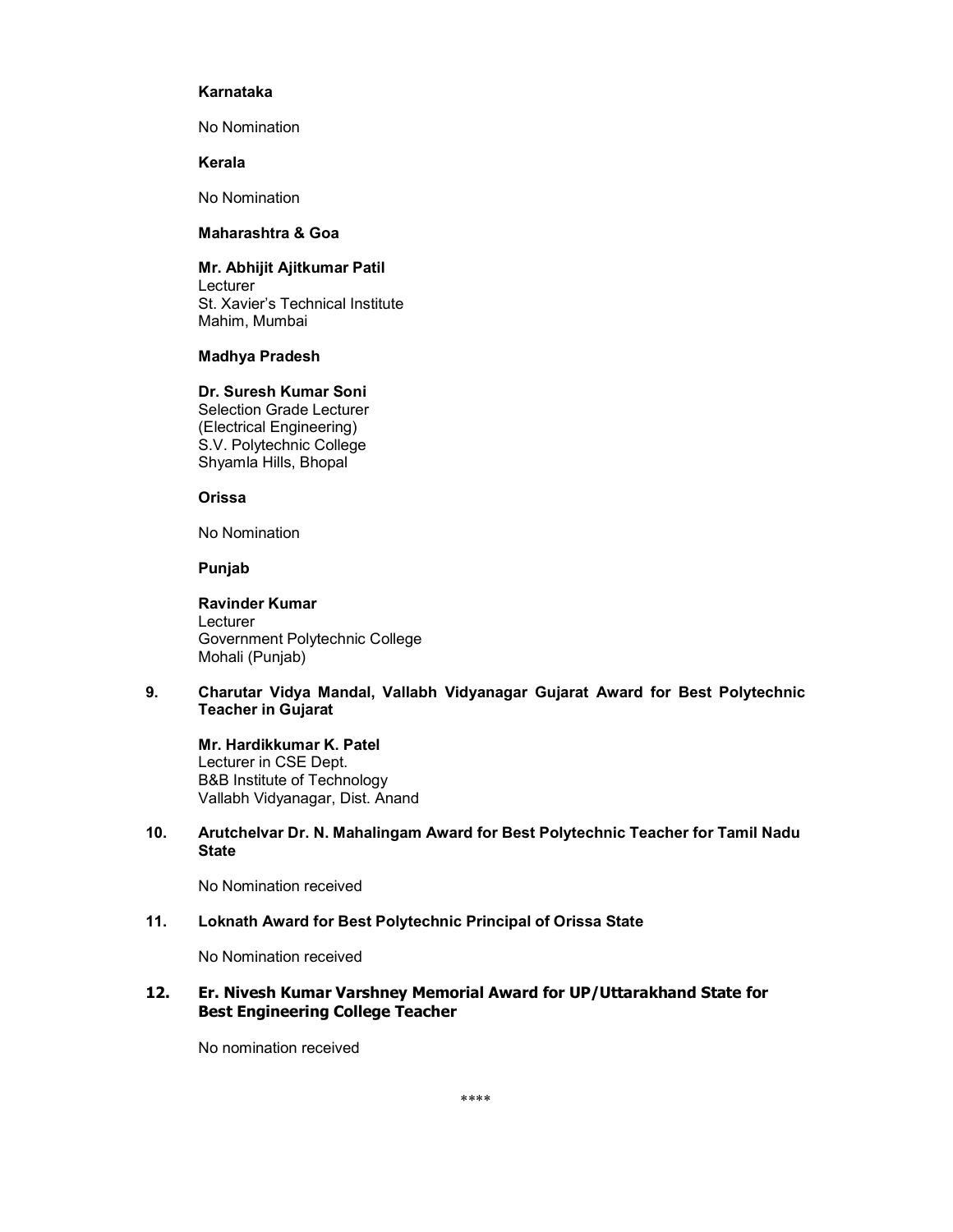**Karnataka**

No Nomination

**Kerala**

No Nomination

**Maharashtra & Goa**

**Mr. Abhijit Ajitkumar Patil**
Lecturer
St. Xavier's Technical Institute
Mahim, Mumbai

**Madhya Pradesh**

**Dr. Suresh Kumar Soni**
Selection Grade Lecturer
(Electrical Engineering)
S.V. Polytechnic College
Shyamla Hills, Bhopal

**Orissa**

No Nomination

**Punjab**

**Ravinder Kumar**
Lecturer
Government Polytechnic College
Mohali (Punjab)

**9. Charutar Vidya Mandal, Vallabh Vidyanagar Gujarat Award for Best Polytechnic Teacher in Gujarat**

**Mr. Hardikkumar K. Patel**
Lecturer in CSE Dept.
B&B Institute of Technology
Vallabh Vidyanagar, Dist. Anand

**10. Arutchelvar Dr. N. Mahalingam Award for Best Polytechnic Teacher for Tamil Nadu State**

No Nomination received

**11. Loknath Award for Best Polytechnic Principal of Orissa State**

No Nomination received

**12. Er. Nivesh Kumar Varshney Memorial Award for UP/Uttarakhand State for Best Engineering College Teacher**

No nomination received

\*\*\*\*